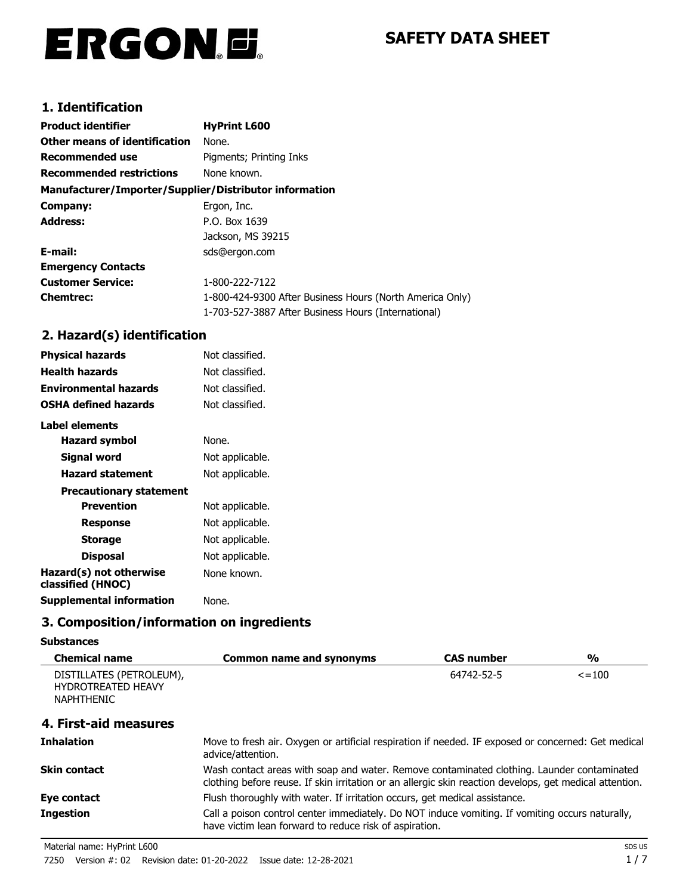# ERGON

# SAFETY DATA SHEET

## 1. Identification

**Product identifier** HyPrint L600

**Other means of identification** None.

**Recommended use** Pigments; Printing Inks

**Recommended restrictions** None known.

**Manufacturer/Importer/Supplier/Distributor information**

**Company:** Ergon, Inc.

**Address:** P.O. Box 1639
Jackson, MS 39215

**E-mail:** sds@ergon.com

**Emergency Contacts**

**Customer Service:** 1-800-222-7122

**Chemtrec:** 1-800-424-9300 After Business Hours (North America Only)
1-703-527-3887 After Business Hours (International)

## 2. Hazard(s) identification

**Physical hazards** Not classified.

**Health hazards** Not classified.

**Environmental hazards** Not classified.

**OSHA defined hazards** Not classified.

**Label elements**

**Hazard symbol** None.

**Signal word** Not applicable.

**Hazard statement** Not applicable.

**Precautionary statement**

**Prevention** Not applicable.

**Response** Not applicable.

**Storage** Not applicable.

**Disposal** Not applicable.

**Hazard(s) not otherwise classified (HNOC)** None known.

**Supplemental information** None.

## 3. Composition/information on ingredients

**Substances**

| Chemical name | Common name and synonyms | CAS number | % |
|---|---|---|---|
| DISTILLATES (PETROLEUM), HYDROTREATED HEAVY NAPHTHENIC | | 64742-52-5 | <=100 |

## 4. First-aid measures

**Inhalation** Move to fresh air. Oxygen or artificial respiration if needed. IF exposed or concerned: Get medical advice/attention.

**Skin contact** Wash contact areas with soap and water. Remove contaminated clothing. Launder contaminated clothing before reuse. If skin irritation or an allergic skin reaction develops, get medical attention.

**Eye contact** Flush thoroughly with water. If irritation occurs, get medical assistance.

**Ingestion** Call a poison control center immediately. Do NOT induce vomiting. If vomiting occurs naturally, have victim lean forward to reduce risk of aspiration.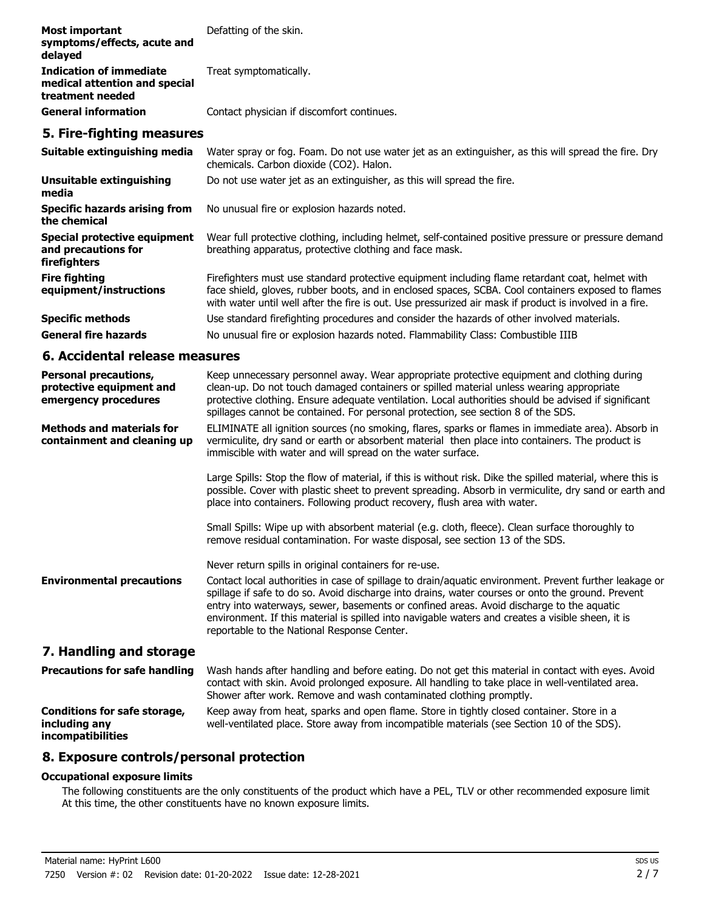| | |
|---|---|
| **Most important symptoms/effects, acute and delayed** | Defatting of the skin. |
| **Indication of immediate medical attention and special treatment needed** | Treat symptomatically. |
| **General information** | Contact physician if discomfort continues. |

## 5. Fire-fighting measures

| | |
|---|---|
| **Suitable extinguishing media** | Water spray or fog. Foam. Do not use water jet as an extinguisher, as this will spread the fire. Dry chemicals. Carbon dioxide ($CO_2$). Halon. |
| **Unsuitable extinguishing media** | Do not use water jet as an extinguisher, as this will spread the fire. |
| **Specific hazards arising from the chemical** | No unusual fire or explosion hazards noted. |
| **Special protective equipment and precautions for firefighters** | Wear full protective clothing, including helmet, self-contained positive pressure or pressure demand breathing apparatus, protective clothing and face mask. |
| **Fire fighting equipment/instructions** | Firefighters must use standard protective equipment including flame retardant coat, helmet with face shield, gloves, rubber boots, and in enclosed spaces, SCBA. Cool containers exposed to flames with water until well after the fire is out. Use pressurized air mask if product is involved in a fire. |
| **Specific methods** | Use standard firefighting procedures and consider the hazards of other involved materials. |
| **General fire hazards** | No unusual fire or explosion hazards noted. Flammability Class: Combustible IIIB |

## 6. Accidental release measures

| | |
|---|---|
| **Personal precautions, protective equipment and emergency procedures** | Keep unnecessary personnel away. Wear appropriate protective equipment and clothing during clean-up. Do not touch damaged containers or spilled material unless wearing appropriate protective clothing. Ensure adequate ventilation. Local authorities should be advised if significant spillages cannot be contained. For personal protection, see section 8 of the SDS. |
| **Methods and materials for containment and cleaning up** | ELIMINATE all ignition sources (no smoking, flares, sparks or flames in immediate area). Absorb in vermiculite, dry sand or earth or absorbent material then place into containers. The product is immiscible with water and will spread on the water surface.<br><br>Large Spills: Stop the flow of material, if this is without risk. Dike the spilled material, where this is possible. Cover with plastic sheet to prevent spreading. Absorb in vermiculite, dry sand or earth and place into containers. Following product recovery, flush area with water.<br><br>Small Spills: Wipe up with absorbent material (e.g. cloth, fleece). Clean surface thoroughly to remove residual contamination. For waste disposal, see section 13 of the SDS.<br><br>Never return spills in original containers for re-use. |
| **Environmental precautions** | Contact local authorities in case of spillage to drain/aquatic environment. Prevent further leakage or spillage if safe to do so. Avoid discharge into drains, water courses or onto the ground. Prevent entry into waterways, sewer, basements or confined areas. Avoid discharge to the aquatic environment. If this material is spilled into navigable waters and creates a visible sheen, it is reportable to the National Response Center. |

## 7. Handling and storage

| | |
|---|---|
| **Precautions for safe handling** | Wash hands after handling and before eating. Do not get this material in contact with eyes. Avoid contact with skin. Avoid prolonged exposure. All handling to take place in well-ventilated area. Shower after work. Remove and wash contaminated clothing promptly. |
| **Conditions for safe storage, including any incompatibilities** | Keep away from heat, sparks and open flame. Store in tightly closed container. Store in a well-ventilated place. Store away from incompatible materials (see Section 10 of the SDS). |

## 8. Exposure controls/personal protection

### Occupational exposure limits

The following constituents are the only constituents of the product which have a PEL, TLV or other recommended exposure limit At this time, the other constituents have no known exposure limits.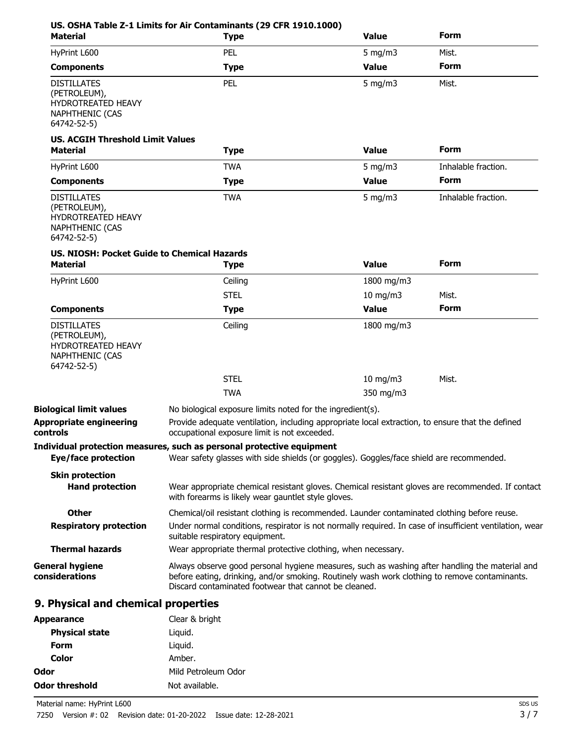**US. OSHA Table Z-1 Limits for Air Contaminants (29 CFR 1910.1000)**

| Material | Type | Value | Form |
|---|---|---|---|
| HyPrint L600 | PEL | 5 mg/m3 | Mist. |
| **Components** | **Type** | **Value** | **Form** |
| DISTILLATES (PETROLEUM), HYDROTREATED HEAVY NAPHTHENIC (CAS 64742-52-5) | PEL | 5 mg/m3 | Mist. |

**US. ACGIH Threshold Limit Values**

| Material | Type | Value | Form |
|---|---|---|---|
| HyPrint L600 | TWA | 5 mg/m3 | Inhalable fraction. |
| **Components** | **Type** | **Value** | **Form** |
| DISTILLATES (PETROLEUM), HYDROTREATED HEAVY NAPHTHENIC (CAS 64742-52-5) | TWA | 5 mg/m3 | Inhalable fraction. |

**US. NIOSH: Pocket Guide to Chemical Hazards**

| Material | Type | Value | Form |
|---|---|---|---|
| HyPrint L600 | Ceiling | 1800 mg/m3 | |
| | STEL | 10 mg/m3 | Mist. |
| **Components** | **Type** | **Value** | **Form** |
| DISTILLATES (PETROLEUM), HYDROTREATED HEAVY NAPHTHENIC (CAS 64742-52-5) | Ceiling | 1800 mg/m3 | |
| | STEL | 10 mg/m3 | Mist. |
| | TWA | 350 mg/m3 | |

**Biological limit values** No biological exposure limits noted for the ingredient(s).

**Appropriate engineering controls** Provide adequate ventilation, including appropriate local extraction, to ensure that the defined occupational exposure limit is not exceeded.

**Individual protection measures, such as personal protective equipment**

**Eye/face protection** Wear safety glasses with side shields (or goggles). Goggles/face shield are recommended.

**Skin protection**

**Hand protection** Wear appropriate chemical resistant gloves. Chemical resistant gloves are recommended. If contact with forearms is likely wear gauntlet style gloves.

**Other** Chemical/oil resistant clothing is recommended. Launder contaminated clothing before reuse.

**Respiratory protection** Under normal conditions, respirator is not normally required. In case of insufficient ventilation, wear suitable respiratory equipment.

**Thermal hazards** Wear appropriate thermal protective clothing, when necessary.

**General hygiene considerations** Always observe good personal hygiene measures, such as washing after handling the material and before eating, drinking, and/or smoking. Routinely wash work clothing to remove contaminants. Discard contaminated footwear that cannot be cleaned.

## 9. Physical and chemical properties

**Appearance** Clear & bright

**Physical state** Liquid.

**Form** Liquid.

**Color** Amber.

**Odor** Mild Petroleum Odor

**Odor threshold** Not available.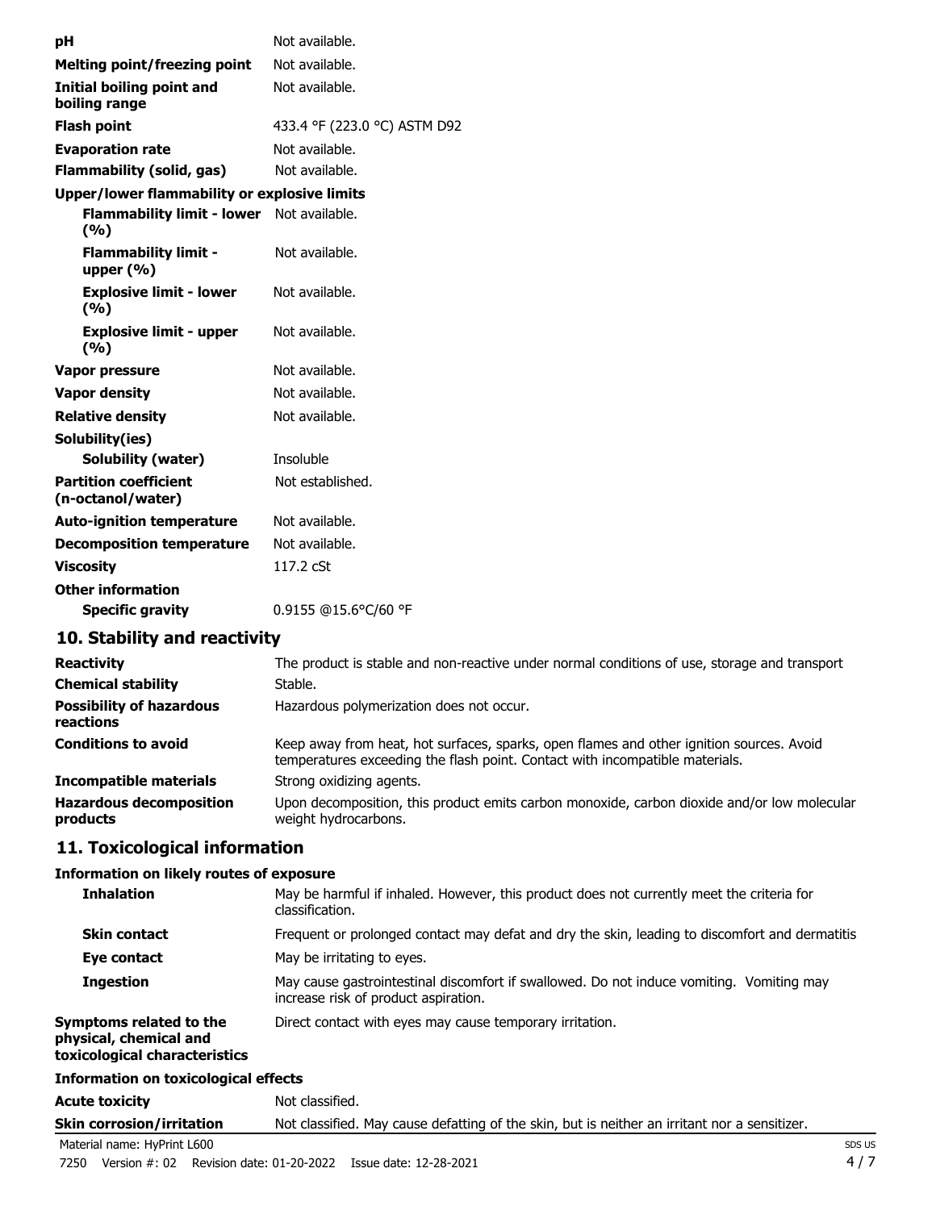| | |
|---|---|
| **pH** | Not available. |
| **Melting point/freezing point** | Not available. |
| **Initial boiling point and boiling range** | Not available. |
| **Flash point** | 433.4 °F (223.0 °C) ASTM D92 |
| **Evaporation rate** | Not available. |
| **Flammability (solid, gas)** | Not available. |
| **Upper/lower flammability or explosive limits** | |
| **Flammability limit - lower (%)** | Not available. |
| **Flammability limit - upper (%)** | Not available. |
| **Explosive limit - lower (%)** | Not available. |
| **Explosive limit - upper (%)** | Not available. |
| **Vapor pressure** | Not available. |
| **Vapor density** | Not available. |
| **Relative density** | Not available. |
| **Solubility(ies)** | |
| **Solubility (water)** | Insoluble |
| **Partition coefficient (n-octanol/water)** | Not established. |
| **Auto-ignition temperature** | Not available. |
| **Decomposition temperature** | Not available. |
| **Viscosity** | 117.2 cSt |
| **Other information** | |
| **Specific gravity** | 0.9155 @15.6°C/60 °F |

## 10. Stability and reactivity

| | |
|---|---|
| **Reactivity** | The product is stable and non-reactive under normal conditions of use, storage and transport |
| **Chemical stability** | Stable. |
| **Possibility of hazardous reactions** | Hazardous polymerization does not occur. |
| **Conditions to avoid** | Keep away from heat, hot surfaces, sparks, open flames and other ignition sources. Avoid temperatures exceeding the flash point. Contact with incompatible materials. |
| **Incompatible materials** | Strong oxidizing agents. |
| **Hazardous decomposition products** | Upon decomposition, this product emits carbon monoxide, carbon dioxide and/or low molecular weight hydrocarbons. |

## 11. Toxicological information

**Information on likely routes of exposure**

| | |
|---|---|
| **Inhalation** | May be harmful if inhaled. However, this product does not currently meet the criteria for classification. |
| **Skin contact** | Frequent or prolonged contact may defat and dry the skin, leading to discomfort and dermatitis |
| **Eye contact** | May be irritating to eyes. |
| **Ingestion** | May cause gastrointestinal discomfort if swallowed. Do not induce vomiting. Vomiting may increase risk of product aspiration. |
| **Symptoms related to the physical, chemical and toxicological characteristics** | Direct contact with eyes may cause temporary irritation. |

**Information on toxicological effects**

| | |
|---|---|
| **Acute toxicity** | Not classified. |
| **Skin corrosion/irritation** | Not classified. May cause defatting of the skin, but is neither an irritant nor a sensitizer. |

Material name: HyPrint L600

7250 Version #: 02 Revision date: 01-20-2022 Issue date: 12-28-2021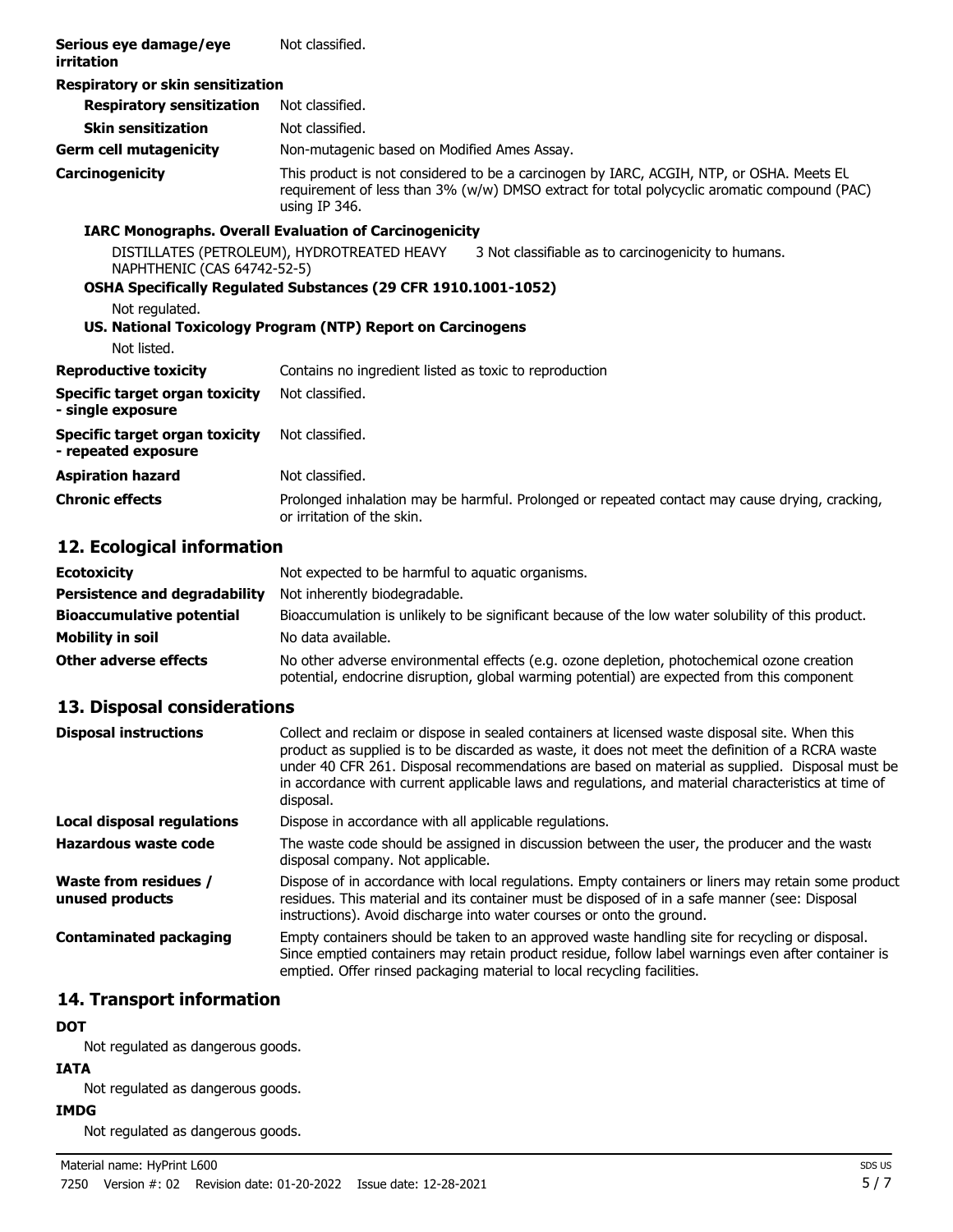| | |
|---|---|
| **Serious eye damage/eye irritation** | Not classified. |

**Respiratory or skin sensitization**

| | |
|---|---|
| **Respiratory sensitization** | Not classified. |
| **Skin sensitization** | Not classified. |
| **Germ cell mutagenicity** | Non-mutagenic based on Modified Ames Assay. |
| **Carcinogenicity** | This product is not considered to be a carcinogen by IARC, ACGIH, NTP, or OSHA. Meets EU requirement of less than 3% (w/w) DMSO extract for total polycyclic aromatic compound (PAC) using IP 346. |

**IARC Monographs. Overall Evaluation of Carcinogenicity**

DISTILLATES (PETROLEUM), HYDROTREATED HEAVY NAPHTHENIC (CAS 64742-52-5) 3 Not classifiable as to carcinogenicity to humans.

**OSHA Specifically Regulated Substances (29 CFR 1910.1001-1052)**

Not regulated.

**US. National Toxicology Program (NTP) Report on Carcinogens**

Not listed.

| | |
|---|---|
| **Reproductive toxicity** | Contains no ingredient listed as toxic to reproduction |
| **Specific target organ toxicity - single exposure** | Not classified. |
| **Specific target organ toxicity - repeated exposure** | Not classified. |
| **Aspiration hazard** | Not classified. |
| **Chronic effects** | Prolonged inhalation may be harmful. Prolonged or repeated contact may cause drying, cracking, or irritation of the skin. |

## 12. Ecological information

| | |
|---|---|
| **Ecotoxicity** | Not expected to be harmful to aquatic organisms. |
| **Persistence and degradability** | Not inherently biodegradable. |
| **Bioaccumulative potential** | Bioaccumulation is unlikely to be significant because of the low water solubility of this product. |
| **Mobility in soil** | No data available. |
| **Other adverse effects** | No other adverse environmental effects (e.g. ozone depletion, photochemical ozone creation potential, endocrine disruption, global warming potential) are expected from this component |

## 13. Disposal considerations

| | |
|---|---|
| **Disposal instructions** | Collect and reclaim or dispose in sealed containers at licensed waste disposal site. When this product as supplied is to be discarded as waste, it does not meet the definition of a RCRA waste under 40 CFR 261. Disposal recommendations are based on material as supplied. Disposal must be in accordance with current applicable laws and regulations, and material characteristics at time of disposal. |
| **Local disposal regulations** | Dispose in accordance with all applicable regulations. |
| **Hazardous waste code** | The waste code should be assigned in discussion between the user, the producer and the waste disposal company. Not applicable. |
| **Waste from residues / unused products** | Dispose of in accordance with local regulations. Empty containers or liners may retain some product residues. This material and its container must be disposed of in a safe manner (see: Disposal instructions). Avoid discharge into water courses or onto the ground. |
| **Contaminated packaging** | Empty containers should be taken to an approved waste handling site for recycling or disposal. Since emptied containers may retain product residue, follow label warnings even after container is emptied. Offer rinsed packaging material to local recycling facilities. |

## 14. Transport information

**DOT**

Not regulated as dangerous goods.

**IATA**

Not regulated as dangerous goods.

**IMDG**

Not regulated as dangerous goods.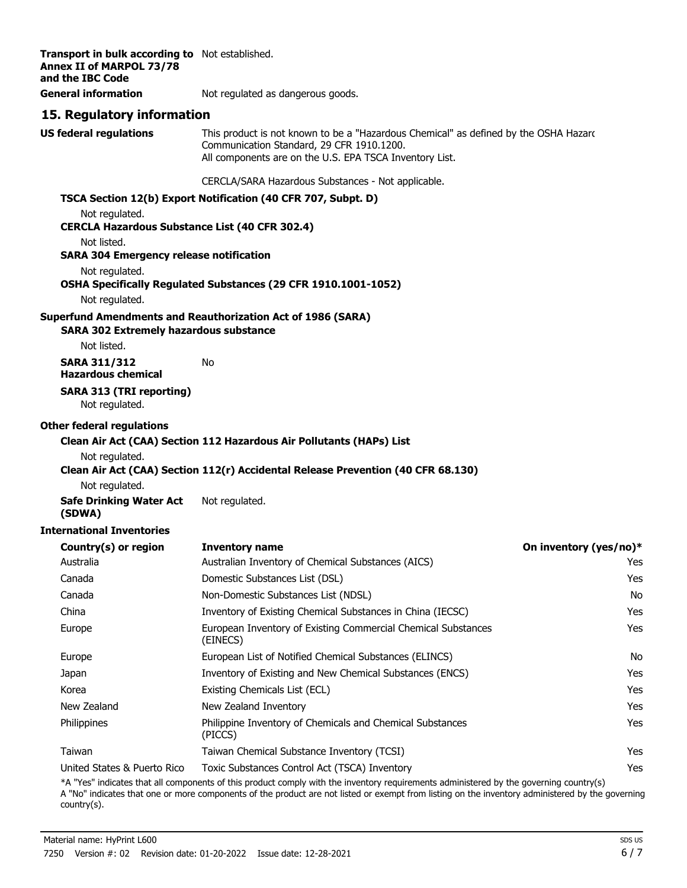**Transport in bulk according to Annex II of MARPOL 73/78 and the IBC Code** Not established.

**General information** Not regulated as dangerous goods.

## 15. Regulatory information

**US federal regulations** This product is not known to be a "Hazardous Chemical" as defined by the OSHA Hazard Communication Standard, 29 CFR 1910.1200.
All components are on the U.S. EPA TSCA Inventory List.

CERCLA/SARA Hazardous Substances - Not applicable.

**TSCA Section 12(b) Export Notification (40 CFR 707, Subpt. D)**

Not regulated.

**CERCLA Hazardous Substance List (40 CFR 302.4)**

Not listed.

**SARA 304 Emergency release notification**

Not regulated.

**OSHA Specifically Regulated Substances (29 CFR 1910.1001-1052)**

Not regulated.

**Superfund Amendments and Reauthorization Act of 1986 (SARA)**

**SARA 302 Extremely hazardous substance**

Not listed.

**SARA 311/312 Hazardous chemical** No

**SARA 313 (TRI reporting)**

Not regulated.

**Other federal regulations**

**Clean Air Act (CAA) Section 112 Hazardous Air Pollutants (HAPs) List**

Not regulated.

**Clean Air Act (CAA) Section 112(r) Accidental Release Prevention (40 CFR 68.130)**

Not regulated.

**Safe Drinking Water Act (SDWA)** Not regulated.

**International Inventories**

| Country(s) or region | Inventory name | On inventory (yes/no)* |
|---|---|---|
| Australia | Australian Inventory of Chemical Substances (AICS) | Yes |
| Canada | Domestic Substances List (DSL) | Yes |
| Canada | Non-Domestic Substances List (NDSL) | No |
| China | Inventory of Existing Chemical Substances in China (IECSC) | Yes |
| Europe | European Inventory of Existing Commercial Chemical Substances (EINECS) | Yes |
| Europe | European List of Notified Chemical Substances (ELINCS) | No |
| Japan | Inventory of Existing and New Chemical Substances (ENCS) | Yes |
| Korea | Existing Chemicals List (ECL) | Yes |
| New Zealand | New Zealand Inventory | Yes |
| Philippines | Philippine Inventory of Chemicals and Chemical Substances (PICCS) | Yes |
| Taiwan | Taiwan Chemical Substance Inventory (TCSI) | Yes |
| United States & Puerto Rico | Toxic Substances Control Act (TSCA) Inventory | Yes |

*A "Yes" indicates that all components of this product comply with the inventory requirements administered by the governing country(s)
A "No" indicates that one or more components of the product are not listed or exempt from listing on the inventory administered by the governing country(s).

Material name: HyPrint L600

7250 Version #: 02 Revision date: 01-20-2022 Issue date: 12-28-2021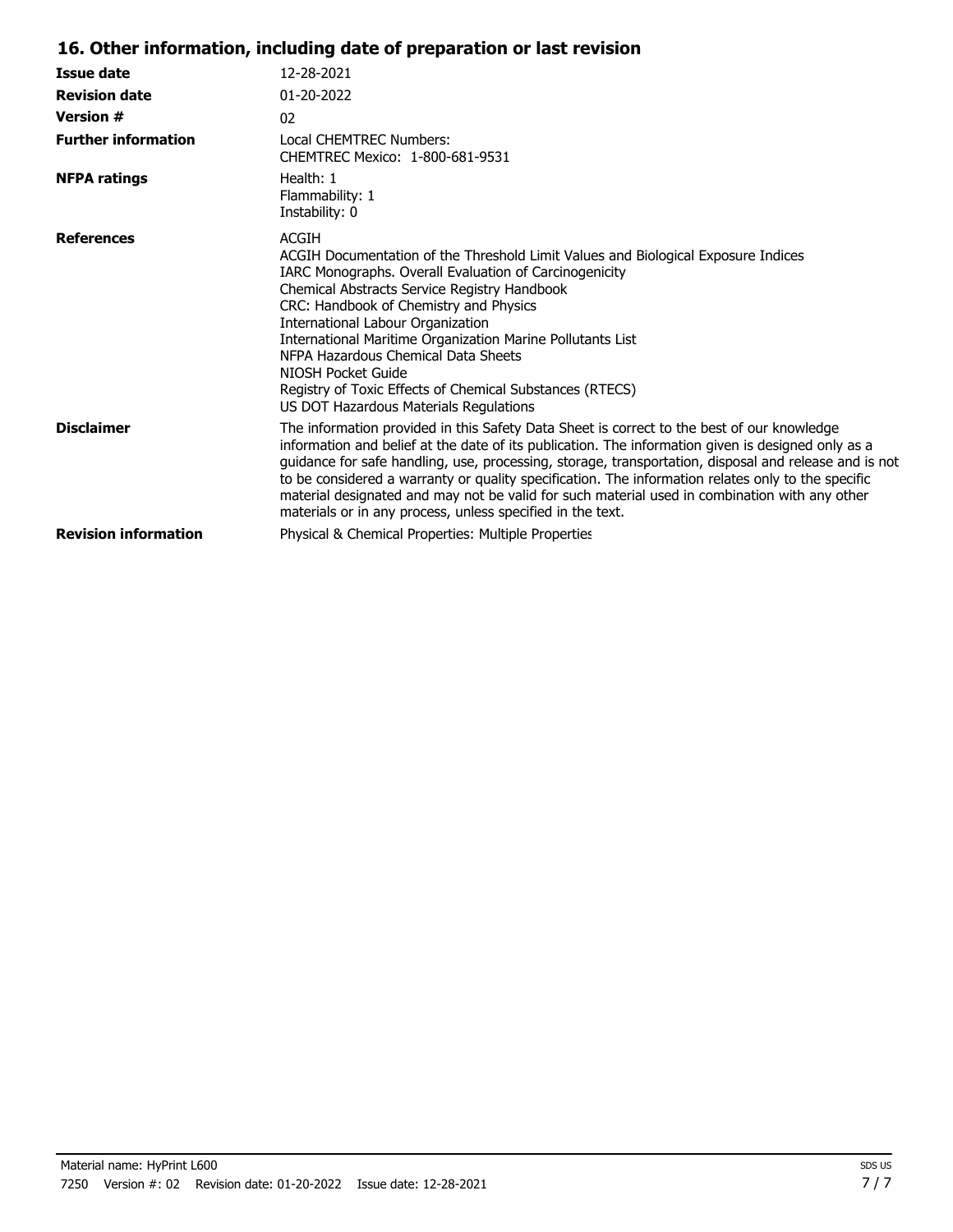## 16. Other information, including date of preparation or last revision

| | |
|---|---|
| **Issue date** | 12-28-2021 |
| **Revision date** | 01-20-2022 |
| **Version #** | 02 |
| **Further information** | Local CHEMTREC Numbers:<br>CHEMTREC Mexico: 1-800-681-9531 |
| **NFPA ratings** | Health: 1<br>Flammability: 1<br>Instability: 0 |
| **References** | ACGIH<br>ACGIH Documentation of the Threshold Limit Values and Biological Exposure Indices<br>IARC Monographs. Overall Evaluation of Carcinogenicity<br>Chemical Abstracts Service Registry Handbook<br>CRC: Handbook of Chemistry and Physics<br>International Labour Organization<br>International Maritime Organization Marine Pollutants List<br>NFPA Hazardous Chemical Data Sheets<br>NIOSH Pocket Guide<br>Registry of Toxic Effects of Chemical Substances (RTECS)<br>US DOT Hazardous Materials Regulations |
| **Disclaimer** | The information provided in this Safety Data Sheet is correct to the best of our knowledge information and belief at the date of its publication. The information given is designed only as a guidance for safe handling, use, processing, storage, transportation, disposal and release and is not to be considered a warranty or quality specification. The information relates only to the specific material designated and may not be valid for such material used in combination with any other materials or in any process, unless specified in the text. |
| **Revision information** | Physical & Chemical Properties: Multiple Properties |